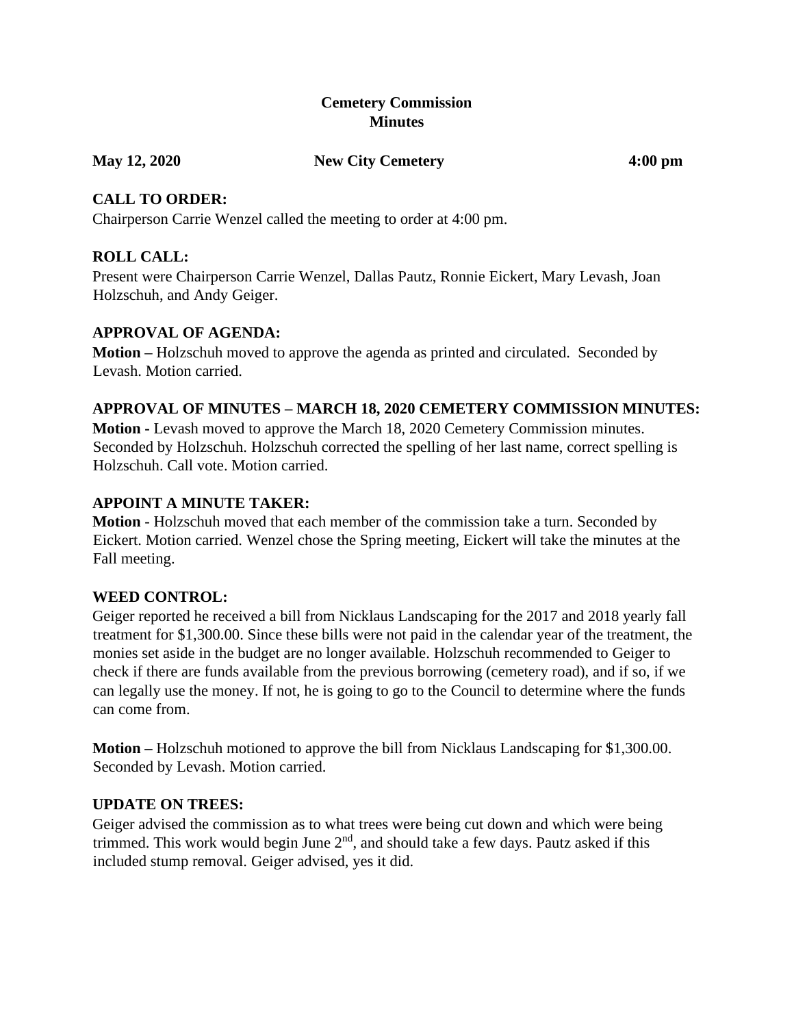# Cemetery Commission
# Minutes

**May 12, 2020** **New City Cemetery** **4:00 pm**

## CALL TO ORDER:

Chairperson Carrie Wenzel called the meeting to order at 4:00 pm.

## ROLL CALL:

Present were Chairperson Carrie Wenzel, Dallas Pautz, Ronnie Eickert, Mary Levash, Joan Holzschuh, and Andy Geiger.

## APPROVAL OF AGENDA:

**Motion –** Holzschuh moved to approve the agenda as printed and circulated. Seconded by Levash. Motion carried.

## APPROVAL OF MINUTES – MARCH 18, 2020 CEMETERY COMMISSION MINUTES:

**Motion -** Levash moved to approve the March 18, 2020 Cemetery Commission minutes. Seconded by Holzschuh. Holzschuh corrected the spelling of her last name, correct spelling is Holzschuh. Call vote. Motion carried.

## APPOINT A MINUTE TAKER:

**Motion** - Holzschuh moved that each member of the commission take a turn. Seconded by Eickert. Motion carried. Wenzel chose the Spring meeting, Eickert will take the minutes at the Fall meeting.

## WEED CONTROL:

Geiger reported he received a bill from Nicklaus Landscaping for the 2017 and 2018 yearly fall treatment for $1,300.00. Since these bills were not paid in the calendar year of the treatment, the monies set aside in the budget are no longer available. Holzschuh recommended to Geiger to check if there are funds available from the previous borrowing (cemetery road), and if so, if we can legally use the money. If not, he is going to go to the Council to determine where the funds can come from.

**Motion –** Holzschuh motioned to approve the bill from Nicklaus Landscaping for $1,300.00. Seconded by Levash. Motion carried.

## UPDATE ON TREES:

Geiger advised the commission as to what trees were being cut down and which were being trimmed. This work would begin June 2nd, and should take a few days. Pautz asked if this included stump removal. Geiger advised, yes it did.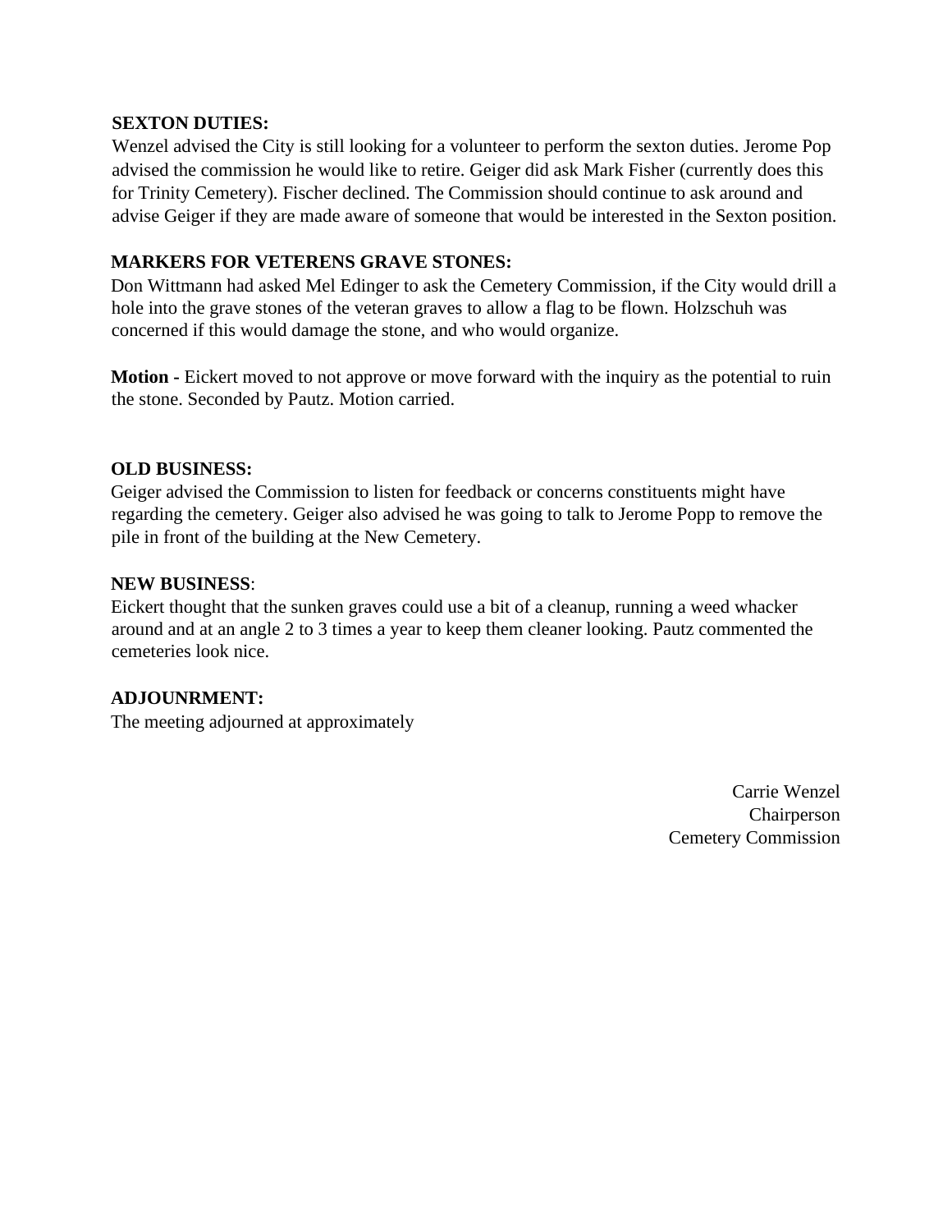**SEXTON DUTIES:**

Wenzel advised the City is still looking for a volunteer to perform the sexton duties. Jerome Pop advised the commission he would like to retire. Geiger did ask Mark Fisher (currently does this for Trinity Cemetery). Fischer declined. The Commission should continue to ask around and advise Geiger if they are made aware of someone that would be interested in the Sexton position.

**MARKERS FOR VETERENS GRAVE STONES:**

Don Wittmann had asked Mel Edinger to ask the Cemetery Commission, if the City would drill a hole into the grave stones of the veteran graves to allow a flag to be flown. Holzschuh was concerned if this would damage the stone, and who would organize.

**Motion -** Eickert moved to not approve or move forward with the inquiry as the potential to ruin the stone. Seconded by Pautz. Motion carried.

**OLD BUSINESS:**

Geiger advised the Commission to listen for feedback or concerns constituents might have regarding the cemetery. Geiger also advised he was going to talk to Jerome Popp to remove the pile in front of the building at the New Cemetery.

**NEW BUSINESS**:

Eickert thought that the sunken graves could use a bit of a cleanup, running a weed whacker around and at an angle 2 to 3 times a year to keep them cleaner looking. Pautz commented the cemeteries look nice.

**ADJOUNRMENT:**

The meeting adjourned at approximately

Carrie Wenzel
Chairperson
Cemetery Commission